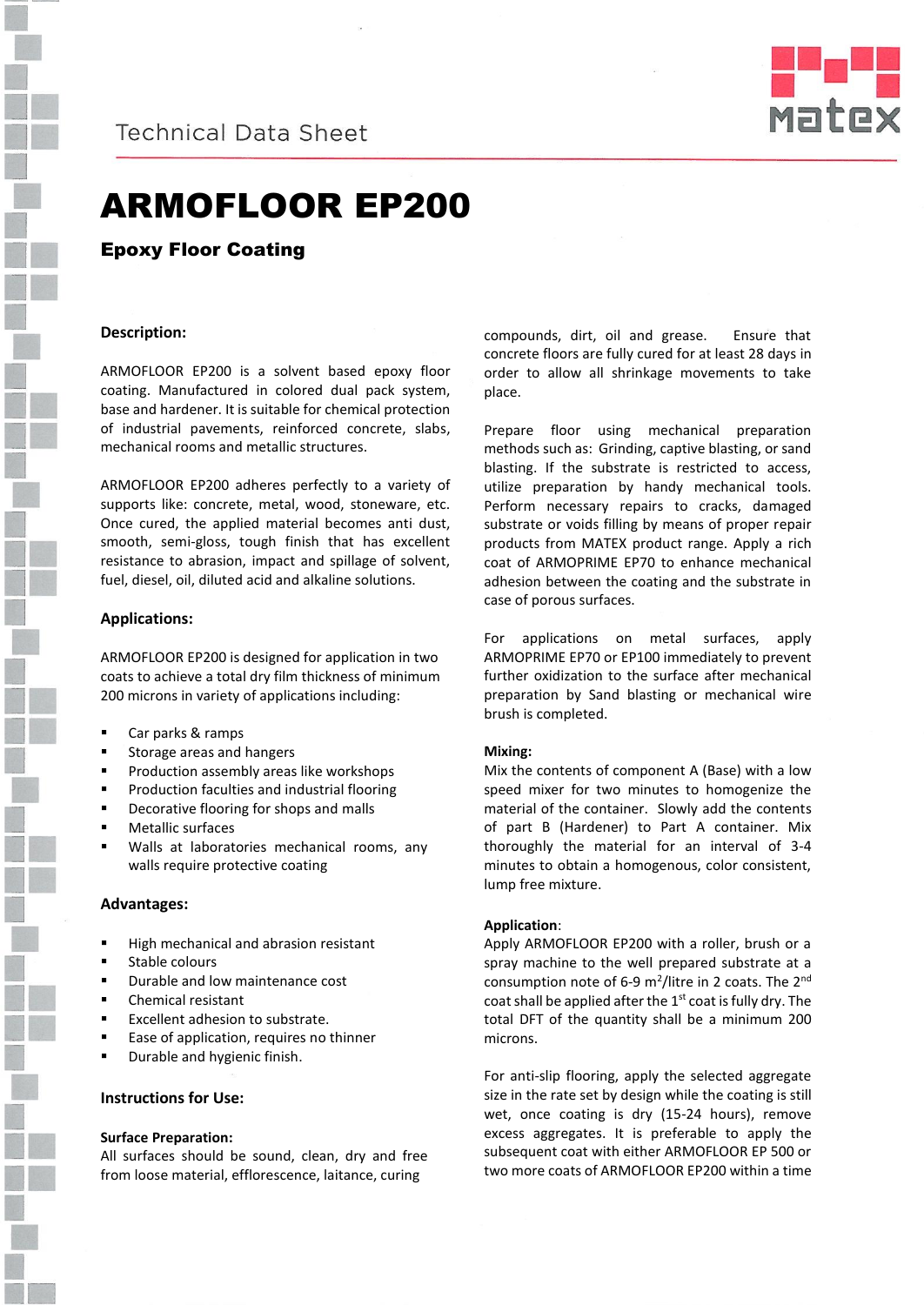Technical Data Sheet

# ARMOFLOOR EP200

## Epoxy Floor Coating

### Description:

ARMOFLOOR EP200 is a solvent based epoxy floor coating. Manufactured in colored dual pack system, base and hardener. It is suitable for chemical protection of industrial pavements, reinforced concrete, slabs, mechanical rooms and metallic structures.

ARMOFLOOR EP200 adheres perfectly to a variety of supports like: concrete, metal, wood, stoneware, etc. Once cured, the applied material becomes anti dust, smooth, semi-gloss, tough finish that has excellent resistance to abrasion, impact and spillage of solvent, fuel, diesel, oil, diluted acid and alkaline solutions.

### Applications:

ARMOFLOOR EP200 is designed for application in two coats to achieve a total dry film thickness of minimum 200 microns in variety of applications including:

- Car parks & ramps
- Storage areas and hangers
- Production assembly areas like workshops
- Production faculties and industrial flooring
- Decorative flooring for shops and malls
- Metallic surfaces
- Walls at laboratories mechanical rooms, any walls require protective coating

### Advantages:

- High mechanical and abrasion resistant
- Stable colours
- Durable and low maintenance cost
- Chemical resistant
- Excellent adhesion to substrate.
- Ease of application, requires no thinner
- Durable and hygienic finish.

### Instructions for Use:

**Surface Preparation:**
All surfaces should be sound, clean, dry and free from loose material, efflorescence, laitance, curing compounds, dirt, oil and grease. Ensure that concrete floors are fully cured for at least 28 days in order to allow all shrinkage movements to take place.

Prepare floor using mechanical preparation methods such as: Grinding, captive blasting, or sand blasting. If the substrate is restricted to access, utilize preparation by handy mechanical tools. Perform necessary repairs to cracks, damaged substrate or voids filling by means of proper repair products from MATEX product range. Apply a rich coat of ARMOPRIME EP70 to enhance mechanical adhesion between the coating and the substrate in case of porous surfaces.

For applications on metal surfaces, apply ARMOPRIME EP70 or EP100 immediately to prevent further oxidization to the surface after mechanical preparation by Sand blasting or mechanical wire brush is completed.

**Mixing:**
Mix the contents of component A (Base) with a low speed mixer for two minutes to homogenize the material of the container. Slowly add the contents of part B (Hardener) to Part A container. Mix thoroughly the material for an interval of 3-4 minutes to obtain a homogenous, color consistent, lump free mixture.

**Application**:
Apply ARMOFLOOR EP200 with a roller, brush or a spray machine to the well prepared substrate at a consumption note of 6-9 $m^2$/litre in 2 coats. The 2nd coat shall be applied after the 1st coat is fully dry. The total DFT of the quantity shall be a minimum 200 microns.

For anti-slip flooring, apply the selected aggregate size in the rate set by design while the coating is still wet, once coating is dry (15-24 hours), remove excess aggregates. It is preferable to apply the subsequent coat with either ARMOFLOOR EP 500 or two more coats of ARMOFLOOR EP200 within a time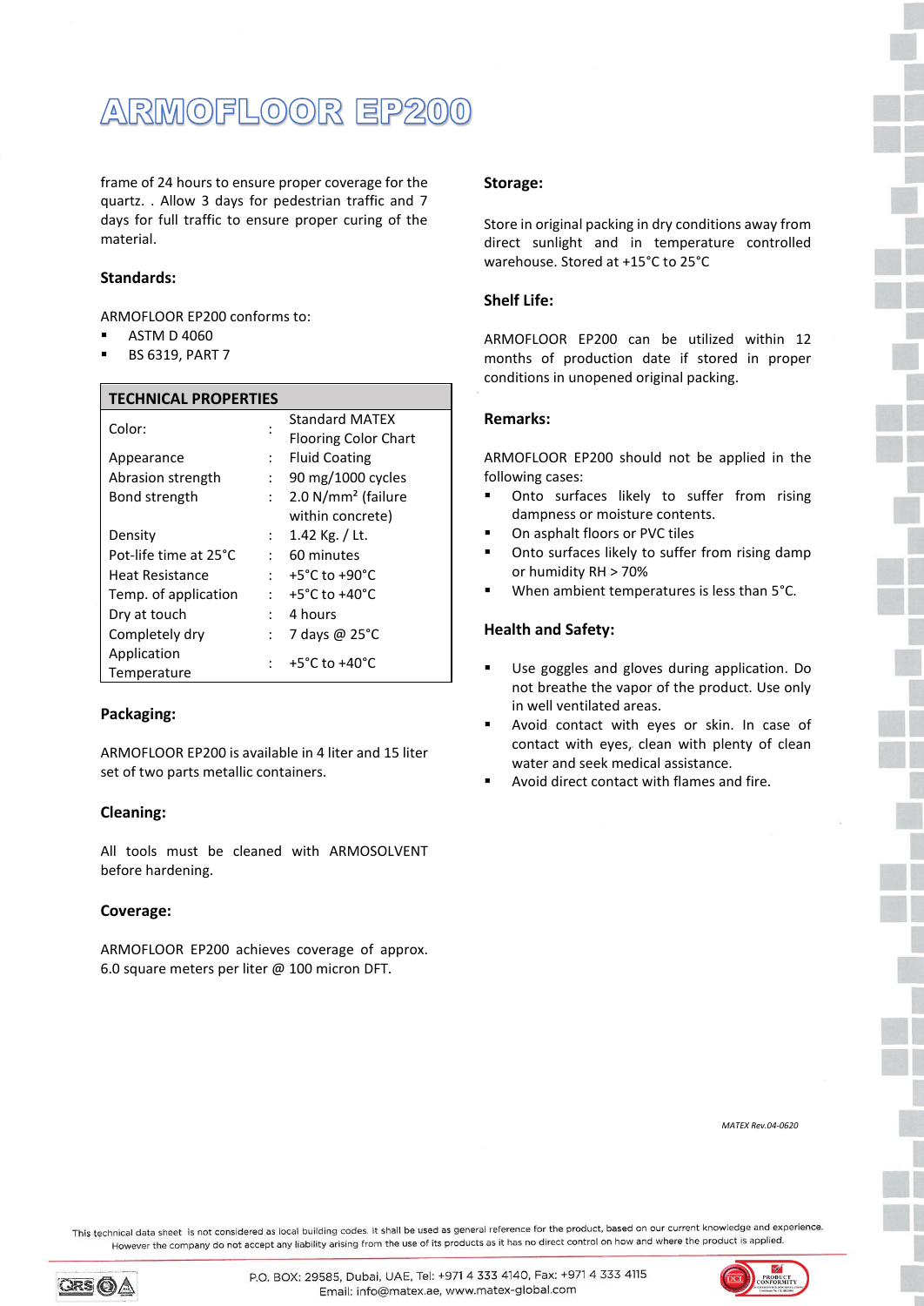# ARMOFLOOR EP200

frame of 24 hours to ensure proper coverage for the quartz. . Allow 3 days for pedestrian traffic and 7 days for full traffic to ensure proper curing of the material.

**Standards:**

ARMOFLOOR EP200 conforms to:

- ASTM D 4060
- BS 6319, PART 7

| TECHNICAL PROPERTIES | | |
|---|---|---|
| Color: | : | Standard MATEX Flooring Color Chart |
| Appearance | : | Fluid Coating |
| Abrasion strength | : | 90 mg/1000 cycles |
| Bond strength | : | 2.0 N/mm² (failure within concrete) |
| Density | : | 1.42 Kg. / Lt. |
| Pot-life time at 25°C | : | 60 minutes |
| Heat Resistance | : | +5°C to +90°C |
| Temp. of application | : | +5°C to +40°C |
| Dry at touch | : | 4 hours |
| Completely dry | : | 7 days @ 25°C |
| Application Temperature | : | +5°C to +40°C |

**Packaging:**

ARMOFLOOR EP200 is available in 4 liter and 15 liter set of two parts metallic containers.

**Cleaning:**

All tools must be cleaned with ARMOSOLVENT before hardening.

**Coverage:**

ARMOFLOOR EP200 achieves coverage of approx. 6.0 square meters per liter @ 100 micron DFT.

**Storage:**

Store in original packing in dry conditions away from direct sunlight and in temperature controlled warehouse. Stored at +15°C to 25°C

**Shelf Life:**

ARMOFLOOR EP200 can be utilized within 12 months of production date if stored in proper conditions in unopened original packing.

**Remarks:**

ARMOFLOOR EP200 should not be applied in the following cases:

- Onto surfaces likely to suffer from rising dampness or moisture contents.
- On asphalt floors or PVC tiles
- Onto surfaces likely to suffer from rising damp or humidity RH > 70%
- When ambient temperatures is less than 5°C.

**Health and Safety:**

- Use goggles and gloves during application. Do not breathe the vapor of the product. Use only in well ventilated areas.
- Avoid contact with eyes or skin. In case of contact with eyes, clean with plenty of clean water and seek medical assistance.
- Avoid direct contact with flames and fire.

*MATEX Rev.04-0620*

This technical data sheet is not considered as local building codes. It shall be used as general reference for the product, based on our current knowledge and experience. However the company do not accept any liability arising from the use of its products as it has no direct control on how and where the product is applied.

P.O. BOX: 29585, Dubai, UAE, Tel: +971 4 333 4140, Fax: +971 4 333 4115
Email: info@matex.ae, www.matex-global.com